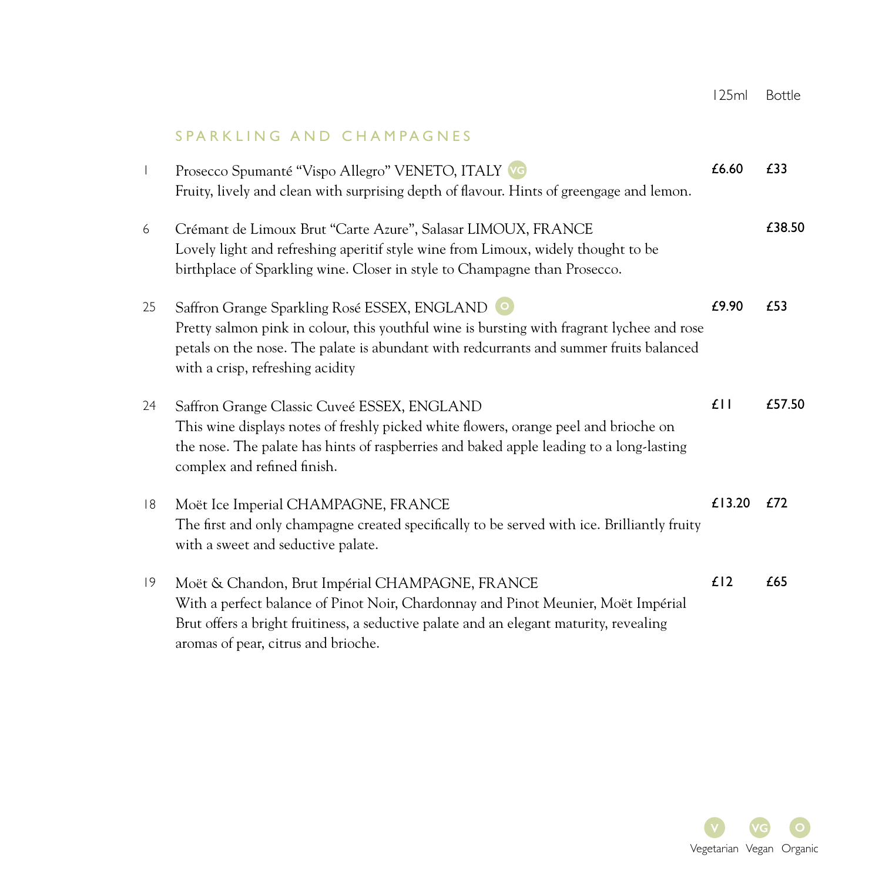| | | 125ml | Bottle |
|---|---|---|---|

## SPARKLING AND CHAMPAGNES

| No. | Wine | 125ml | Bottle |
|---|---|---|---|
| 1 | Prosecco Spumanté "Vispo Allegro" VENETO, ITALY (VG)<br>Fruity, lively and clean with surprising depth of flavour. Hints of greengage and lemon. | £6.60 | £33 |
| 6 | Crémant de Limoux Brut "Carte Azure", Salasar LIMOUX, FRANCE<br>Lovely light and refreshing aperitif style wine from Limoux, widely thought to be birthplace of Sparkling wine. Closer in style to Champagne than Prosecco. | | £38.50 |
| 25 | Saffron Grange Sparkling Rosé ESSEX, ENGLAND (O)<br>Pretty salmon pink in colour, this youthful wine is bursting with fragrant lychee and rose petals on the nose. The palate is abundant with redcurrants and summer fruits balanced with a crisp, refreshing acidity | £9.90 | £53 |
| 24 | Saffron Grange Classic Cuveé ESSEX, ENGLAND<br>This wine displays notes of freshly picked white flowers, orange peel and brioche on the nose. The palate has hints of raspberries and baked apple leading to a long-lasting complex and refined finish. | £11 | £57.50 |
| 18 | Moët Ice Imperial CHAMPAGNE, FRANCE<br>The first and only champagne created specifically to be served with ice. Brilliantly fruity with a sweet and seductive palate. | £13.20 | £72 |
| 19 | Moët & Chandon, Brut Impérial CHAMPAGNE, FRANCE<br>With a perfect balance of Pinot Noir, Chardonnay and Pinot Meunier, Moët Impérial Brut offers a bright fruitiness, a seductive palate and an elegant maturity, revealing aromas of pear, citrus and brioche. | £12 | £65 |

V Vegetarian VG Vegan O Organic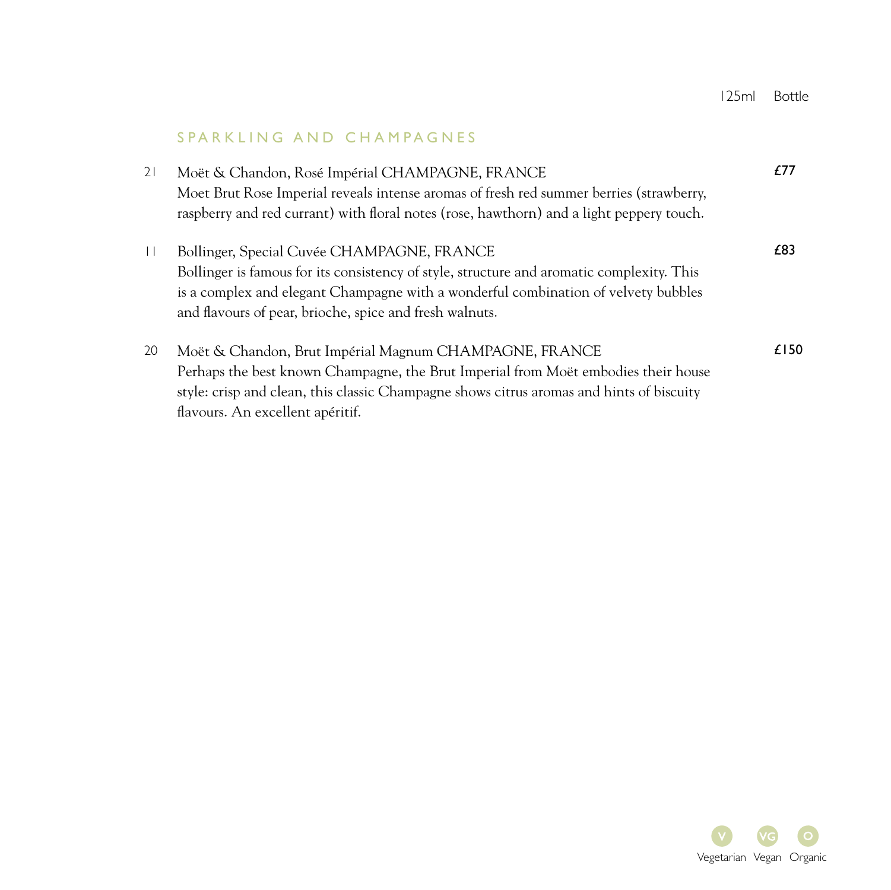## SPARKLING AND CHAMPAGNES

| | | 125ml | Bottle |
|---|---|---|---|
| 21 | Moët & Chandon, Rosé Impérial CHAMPAGNE, FRANCE<br>Moet Brut Rose Imperial reveals intense aromas of fresh red summer berries (strawberry, raspberry and red currant) with floral notes (rose, hawthorn) and a light peppery touch. | | £77 |
| 11 | Bollinger, Special Cuvée CHAMPAGNE, FRANCE<br>Bollinger is famous for its consistency of style, structure and aromatic complexity. This is a complex and elegant Champagne with a wonderful combination of velvety bubbles and flavours of pear, brioche, spice and fresh walnuts. | | £83 |
| 20 | Moët & Chandon, Brut Impérial Magnum CHAMPAGNE, FRANCE<br>Perhaps the best known Champagne, the Brut Imperial from Moët embodies their house style: crisp and clean, this classic Champagne shows citrus aromas and hints of biscuity flavours. An excellent apéritif. | | £150 |

V Vegetarian VG Vegan O Organic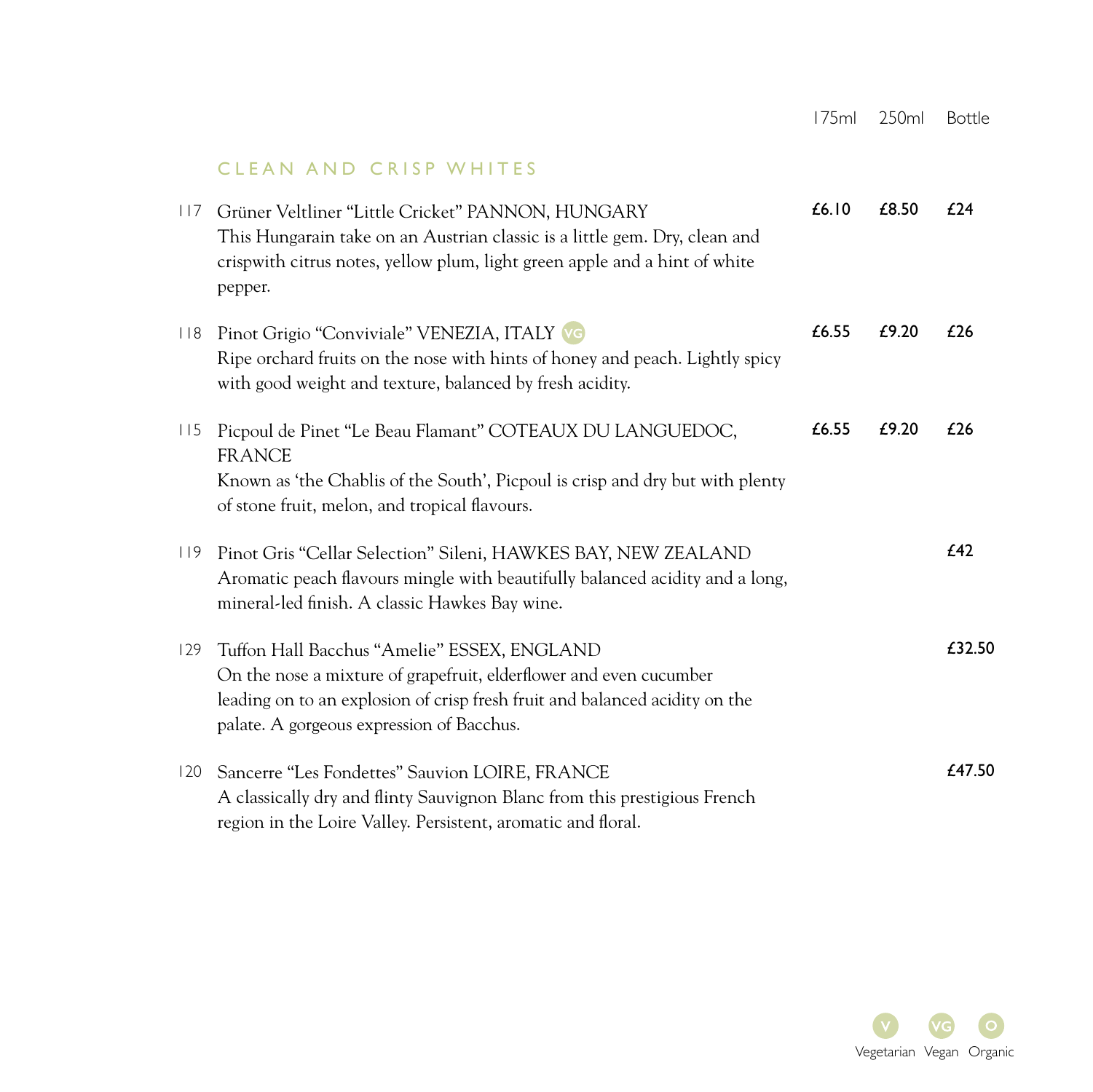| | | 175ml | 250ml | Bottle |
|---|---|---|---|---|

## CLEAN AND CRISP WHITES

| | | 175ml | 250ml | Bottle |
|---|---|---|---|---|
| 117 | Grüner Veltliner "Little Cricket" PANNON, HUNGARY<br>This Hungarain take on an Austrian classic is a little gem. Dry, clean and crispwith citrus notes, yellow plum, light green apple and a hint of white pepper. | £6.10 | £8.50 | £24 |
| 118 | Pinot Grigio "Conviviale" VENEZIA, ITALY (VG)<br>Ripe orchard fruits on the nose with hints of honey and peach. Lightly spicy with good weight and texture, balanced by fresh acidity. | £6.55 | £9.20 | £26 |
| 115 | Picpoul de Pinet "Le Beau Flamant" COTEAUX DU LANGUEDOC, FRANCE<br>Known as 'the Chablis of the South', Picpoul is crisp and dry but with plenty of stone fruit, melon, and tropical flavours. | £6.55 | £9.20 | £26 |
| 119 | Pinot Gris "Cellar Selection" Sileni, HAWKES BAY, NEW ZEALAND<br>Aromatic peach flavours mingle with beautifully balanced acidity and a long, mineral-led finish. A classic Hawkes Bay wine. | | | £42 |
| 129 | Tuffon Hall Bacchus "Amelie" ESSEX, ENGLAND<br>On the nose a mixture of grapefruit, elderflower and even cucumber leading on to an explosion of crisp fresh fruit and balanced acidity on the palate. A gorgeous expression of Bacchus. | | | £32.50 |
| 120 | Sancerre "Les Fondettes" Sauvion LOIRE, FRANCE<br>A classically dry and flinty Sauvignon Blanc from this prestigious French region in the Loire Valley. Persistent, aromatic and floral. | | | £47.50 |

V Vegetarian VG Vegan O Organic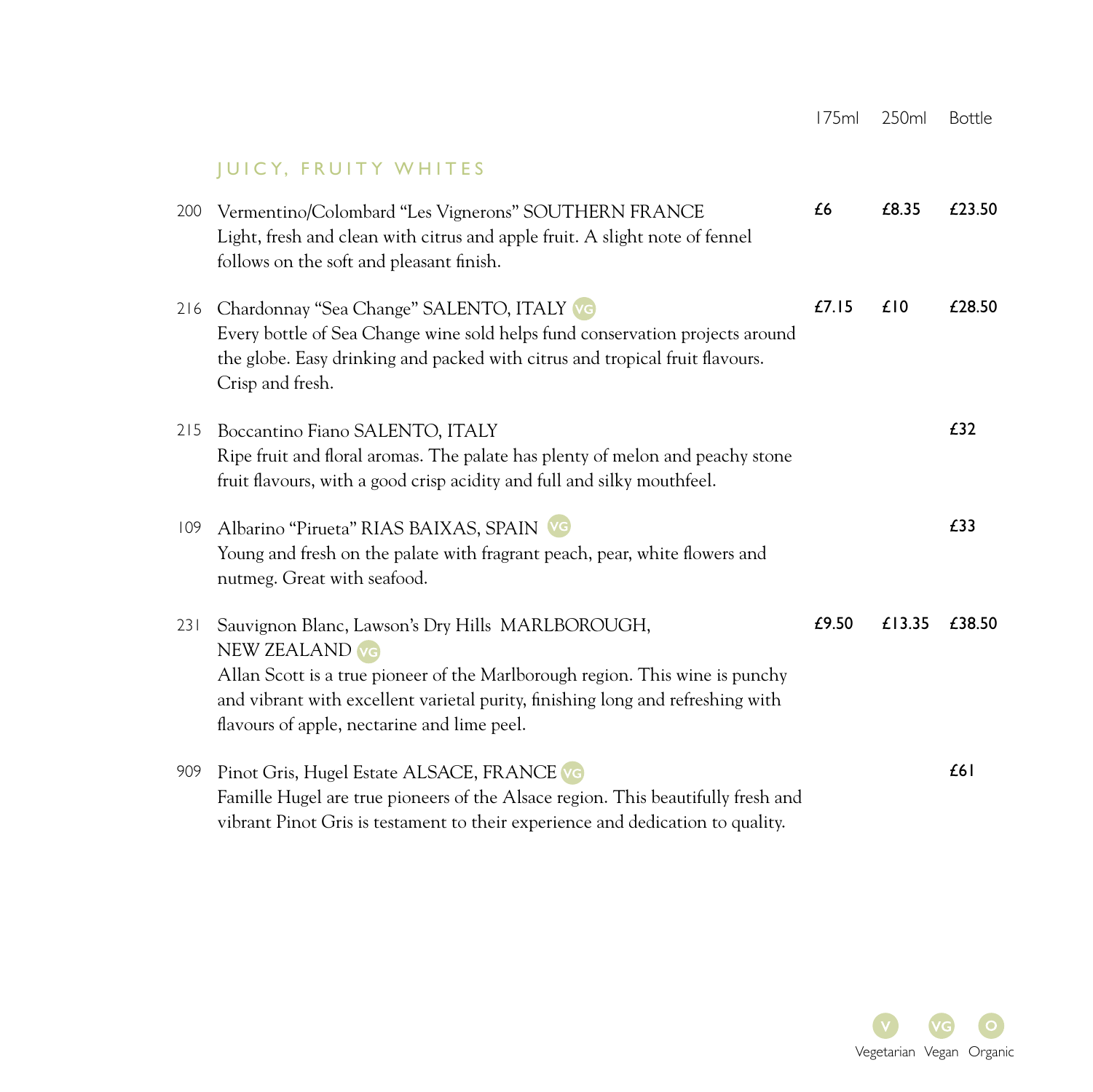| | | 175ml | 250ml | Bottle |
|---|---|---|---|---|

## JUICY, FRUITY WHITES

| No. | Wine | 175ml | 250ml | Bottle |
|---|---|---|---|---|
| 200 | Vermentino/Colombard "Les Vignerons" SOUTHERN FRANCE<br>Light, fresh and clean with citrus and apple fruit. A slight note of fennel follows on the soft and pleasant finish. | £6 | £8.35 | £23.50 |
| 216 | Chardonnay "Sea Change" SALENTO, ITALY (VG)<br>Every bottle of Sea Change wine sold helps fund conservation projects around the globe. Easy drinking and packed with citrus and tropical fruit flavours. Crisp and fresh. | £7.15 | £10 | £28.50 |
| 215 | Boccantino Fiano SALENTO, ITALY<br>Ripe fruit and floral aromas. The palate has plenty of melon and peachy stone fruit flavours, with a good crisp acidity and full and silky mouthfeel. | | | £32 |
| 109 | Albarino "Pirueta" RIAS BAIXAS, SPAIN (VG)<br>Young and fresh on the palate with fragrant peach, pear, white flowers and nutmeg. Great with seafood. | | | £33 |
| 231 | Sauvignon Blanc, Lawson's Dry Hills MARLBOROUGH, NEW ZEALAND (VG)<br>Allan Scott is a true pioneer of the Marlborough region. This wine is punchy and vibrant with excellent varietal purity, finishing long and refreshing with flavours of apple, nectarine and lime peel. | £9.50 | £13.35 | £38.50 |
| 909 | Pinot Gris, Hugel Estate ALSACE, FRANCE (VG)<br>Famille Hugel are true pioneers of the Alsace region. This beautifully fresh and vibrant Pinot Gris is testament to their experience and dedication to quality. | | | £61 |

V Vegetarian VG Vegan O Organic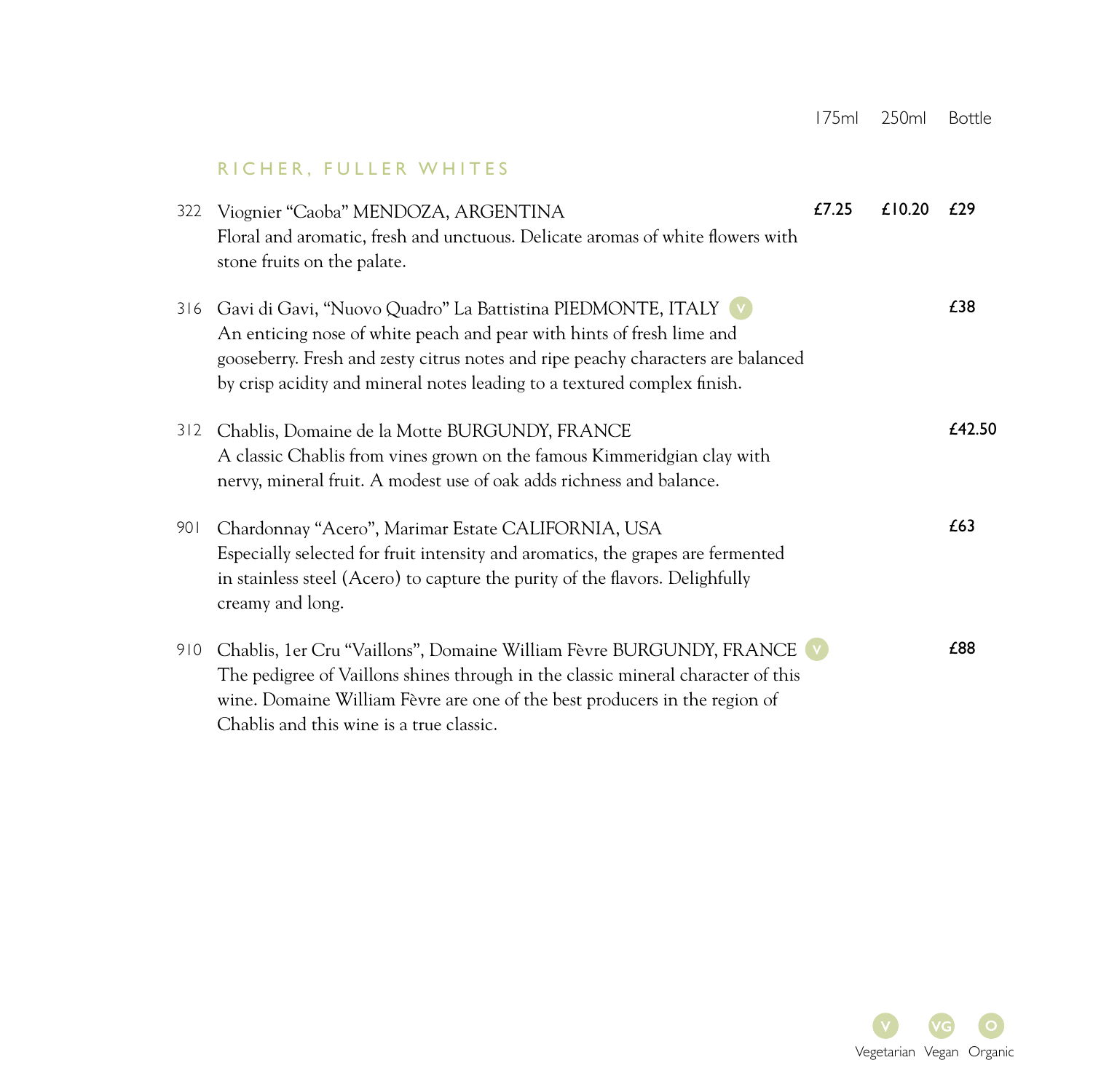| | | 175ml | 250ml | Bottle |
|---|---|---|---|---|
| | **RICHER, FULLER WHITES** | | | |
| 322 | Viognier "Caoba" MENDOZA, ARGENTINA<br>Floral and aromatic, fresh and unctuous. Delicate aromas of white flowers with stone fruits on the palate. | £7.25 | £10.20 | £29 |
| 316 | Gavi di Gavi, "Nuovo Quadro" La Battistina PIEDMONTE, ITALY (V)<br>An enticing nose of white peach and pear with hints of fresh lime and gooseberry. Fresh and zesty citrus notes and ripe peachy characters are balanced by crisp acidity and mineral notes leading to a textured complex finish. | | | £38 |
| 312 | Chablis, Domaine de la Motte BURGUNDY, FRANCE<br>A classic Chablis from vines grown on the famous Kimmeridgian clay with nervy, mineral fruit. A modest use of oak adds richness and balance. | | | £42.50 |
| 901 | Chardonnay "Acero", Marimar Estate CALIFORNIA, USA<br>Especially selected for fruit intensity and aromatics, the grapes are fermented in stainless steel (Acero) to capture the purity of the flavors. Delighfully creamy and long. | | | £63 |
| 910 | Chablis, 1er Cru "Vaillons", Domaine William Fèvre BURGUNDY, FRANCE (V)<br>The pedigree of Vaillons shines through in the classic mineral character of this wine. Domaine William Fèvre are one of the best producers in the region of Chablis and this wine is a true classic. | | | £88 |

V Vegetarian VG Vegan O Organic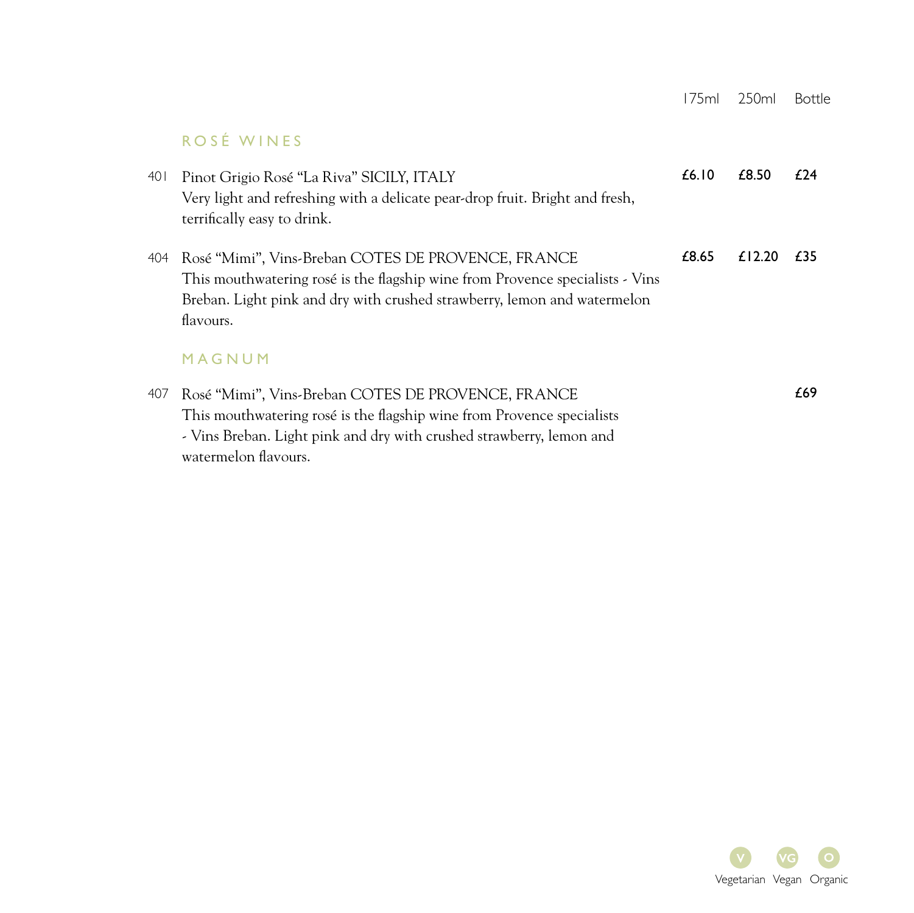| | | 175ml | 250ml | Bottle |
|---|---|---|---|---|
| | **ROSÉ WINES** | | | |
| 401 | Pinot Grigio Rosé "La Riva" SICILY, ITALY<br>Very light and refreshing with a delicate pear-drop fruit. Bright and fresh, terrifically easy to drink. | **£6.10** | **£8.50** | **£24** |
| 404 | Rosé "Mimi", Vins-Breban COTES DE PROVENCE, FRANCE<br>This mouthwatering rosé is the flagship wine from Provence specialists - Vins Breban. Light pink and dry with crushed strawberry, lemon and watermelon flavours. | **£8.65** | **£12.20** | **£35** |
| | **MAGNUM** | | | |
| 407 | Rosé "Mimi", Vins-Breban COTES DE PROVENCE, FRANCE<br>This mouthwatering rosé is the flagship wine from Provence specialists - Vins Breban. Light pink and dry with crushed strawberry, lemon and watermelon flavours. | | | **£69** |

V Vegetarian VG Vegan O Organic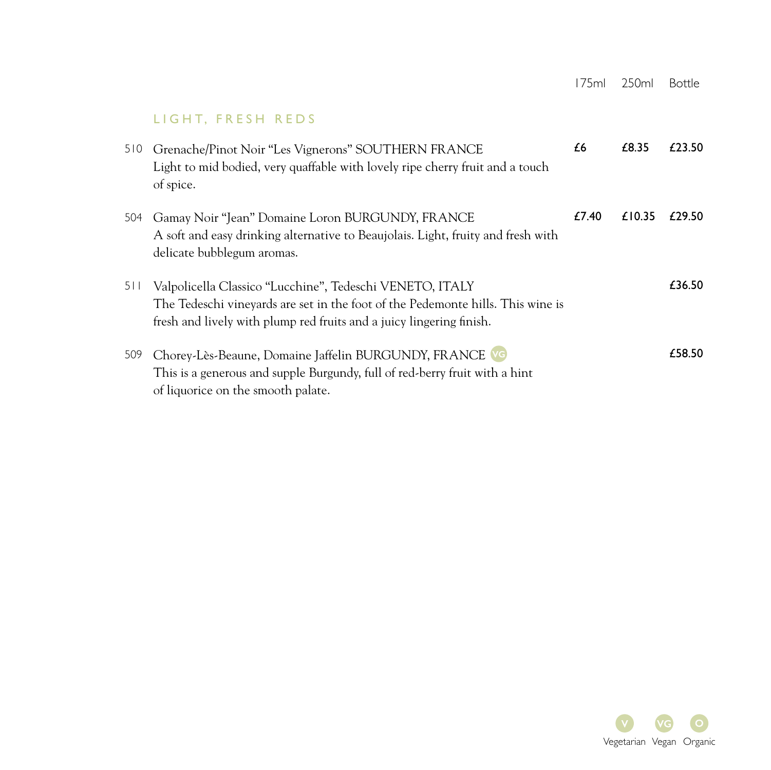## LIGHT, FRESH REDS

| | | 175ml | 250ml | Bottle |
|---|---|---|---|---|
| 510 | Grenache/Pinot Noir "Les Vignerons" SOUTHERN FRANCE<br>Light to mid bodied, very quaffable with lovely ripe cherry fruit and a touch of spice. | £6 | £8.35 | £23.50 |
| 504 | Gamay Noir "Jean" Domaine Loron BURGUNDY, FRANCE<br>A soft and easy drinking alternative to Beaujolais. Light, fruity and fresh with delicate bubblegum aromas. | £7.40 | £10.35 | £29.50 |
| 511 | Valpolicella Classico "Lucchine", Tedeschi VENETO, ITALY<br>The Tedeschi vineyards are set in the foot of the Pedemonte hills. This wine is fresh and lively with plump red fruits and a juicy lingering finish. | | | £36.50 |
| 509 | Chorey-Lès-Beaune, Domaine Jaffelin BURGUNDY, FRANCE (VG)<br>This is a generous and supple Burgundy, full of red-berry fruit with a hint of liquorice on the smooth palate. | | | £58.50 |

V Vegetarian VG Vegan O Organic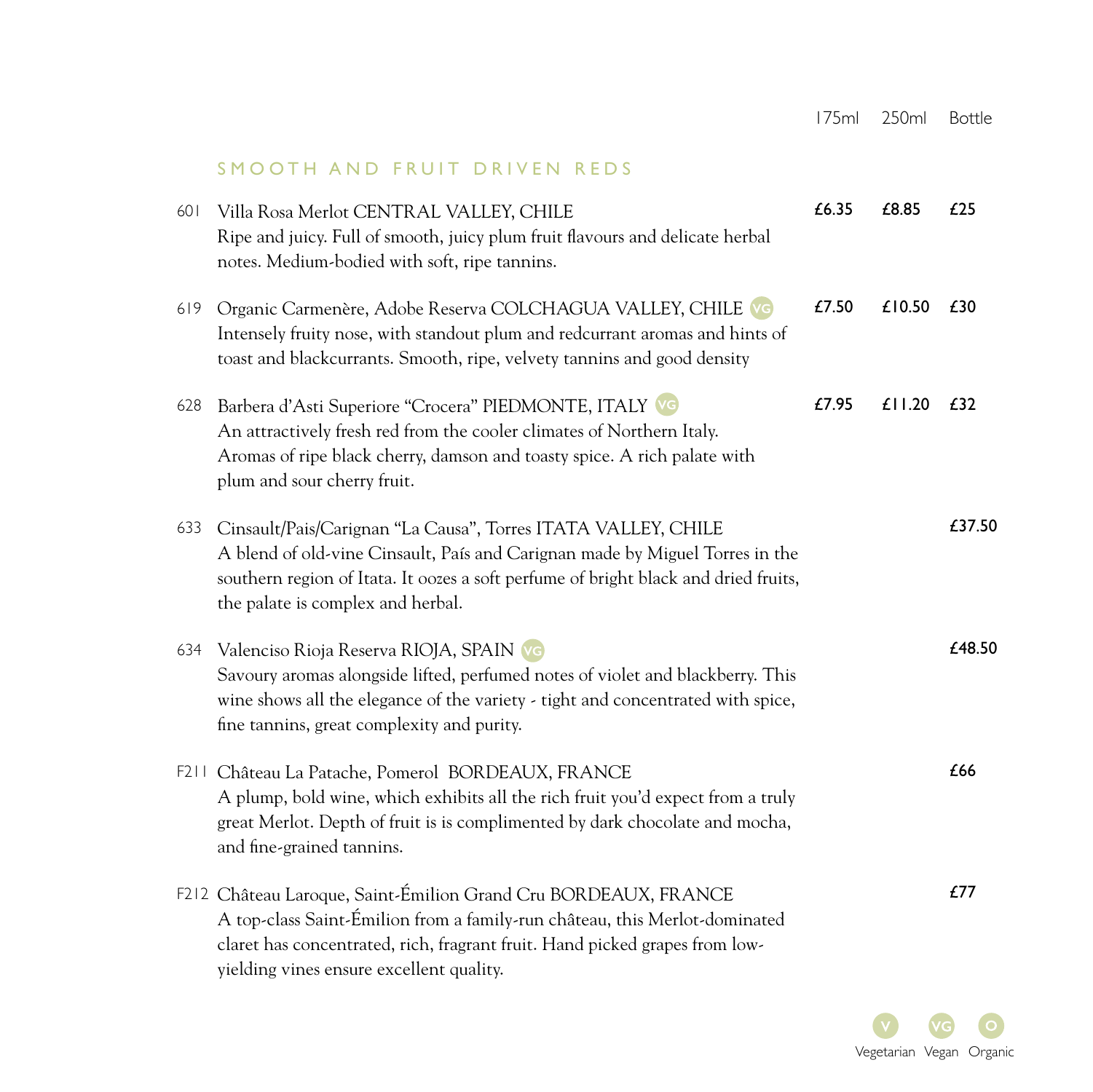## SMOOTH AND FRUIT DRIVEN REDS

| | | 175ml | 250ml | Bottle |
|---|---|---|---|---|
| 601 | Villa Rosa Merlot CENTRAL VALLEY, CHILE<br>Ripe and juicy. Full of smooth, juicy plum fruit flavours and delicate herbal notes. Medium-bodied with soft, ripe tannins. | **£6.35** | **£8.85** | **£25** |
| 619 | Organic Carmenère, Adobe Reserva COLCHAGUA VALLEY, CHILE (VG)<br>Intensely fruity nose, with standout plum and redcurrant aromas and hints of toast and blackcurrants. Smooth, ripe, velvety tannins and good density | **£7.50** | **£10.50** | **£30** |
| 628 | Barbera d'Asti Superiore "Crocera" PIEDMONTE, ITALY (VG)<br>An attractively fresh red from the cooler climates of Northern Italy. Aromas of ripe black cherry, damson and toasty spice. A rich palate with plum and sour cherry fruit. | **£7.95** | **£11.20** | **£32** |
| 633 | Cinsault/Pais/Carignan "La Causa", Torres ITATA VALLEY, CHILE<br>A blend of old-vine Cinsault, País and Carignan made by Miguel Torres in the southern region of Itata. It oozes a soft perfume of bright black and dried fruits, the palate is complex and herbal. | | | **£37.50** |
| 634 | Valenciso Rioja Reserva RIOJA, SPAIN (VG)<br>Savoury aromas alongside lifted, perfumed notes of violet and blackberry. This wine shows all the elegance of the variety - tight and concentrated with spice, fine tannins, great complexity and purity. | | | **£48.50** |
| F211 | Château La Patache, Pomerol BORDEAUX, FRANCE<br>A plump, bold wine, which exhibits all the rich fruit you'd expect from a truly great Merlot. Depth of fruit is is complimented by dark chocolate and mocha, and fine-grained tannins. | | | **£66** |
| F212 | Château Laroque, Saint-Émilion Grand Cru BORDEAUX, FRANCE<br>A top-class Saint-Émilion from a family-run château, this Merlot-dominated claret has concentrated, rich, fragrant fruit. Hand picked grapes from low-yielding vines ensure excellent quality. | | | **£77** |

V Vegetarian VG Vegan O Organic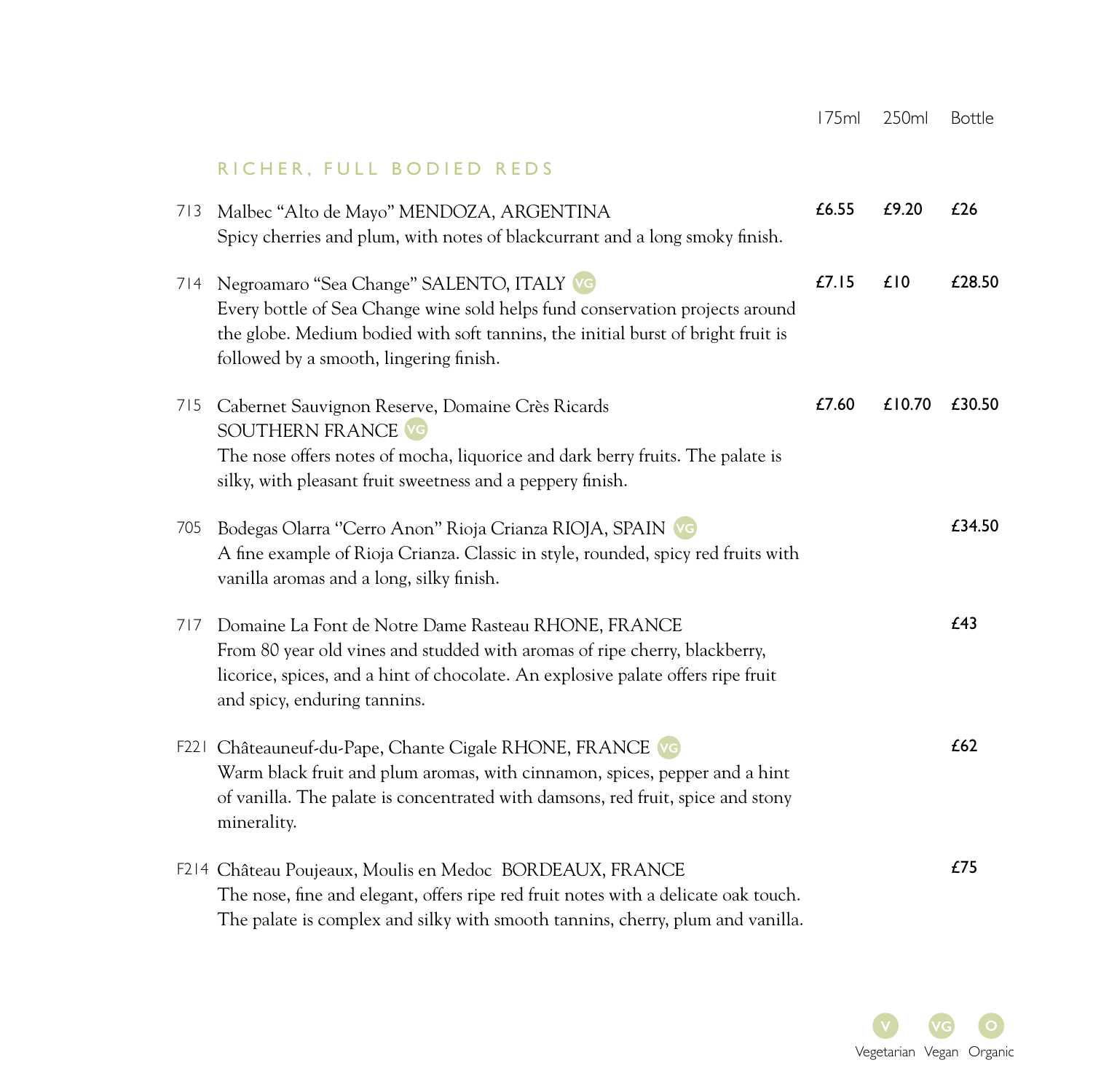## RICHER, FULL BODIED REDS

| | | 175ml | 250ml | Bottle |
|---|---|---|---|---|
| 713 | Malbec "Alto de Mayo" MENDOZA, ARGENTINA<br>Spicy cherries and plum, with notes of blackcurrant and a long smoky finish. | £6.55 | £9.20 | £26 |
| 714 | Negroamaro "Sea Change" SALENTO, ITALY (VG)<br>Every bottle of Sea Change wine sold helps fund conservation projects around the globe. Medium bodied with soft tannins, the initial burst of bright fruit is followed by a smooth, lingering finish. | £7.15 | £10 | £28.50 |
| 715 | Cabernet Sauvignon Reserve, Domaine Crès Ricards SOUTHERN FRANCE (VG)<br>The nose offers notes of mocha, liquorice and dark berry fruits. The palate is silky, with pleasant fruit sweetness and a peppery finish. | £7.60 | £10.70 | £30.50 |
| 705 | Bodegas Olarra "Cerro Anon" Rioja Crianza RIOJA, SPAIN (VG)<br>A fine example of Rioja Crianza. Classic in style, rounded, spicy red fruits with vanilla aromas and a long, silky finish. | | | £34.50 |
| 717 | Domaine La Font de Notre Dame Rasteau RHONE, FRANCE<br>From 80 year old vines and studded with aromas of ripe cherry, blackberry, licorice, spices, and a hint of chocolate. An explosive palate offers ripe fruit and spicy, enduring tannins. | | | £43 |
| F221 | Châteauneuf-du-Pape, Chante Cigale RHONE, FRANCE (VG)<br>Warm black fruit and plum aromas, with cinnamon, spices, pepper and a hint of vanilla. The palate is concentrated with damsons, red fruit, spice and stony minerality. | | | £62 |
| F214 | Château Poujeaux, Moulis en Medoc BORDEAUX, FRANCE<br>The nose, fine and elegant, offers ripe red fruit notes with a delicate oak touch. The palate is complex and silky with smooth tannins, cherry, plum and vanilla. | | | £75 |

V Vegetarian VG Vegan O Organic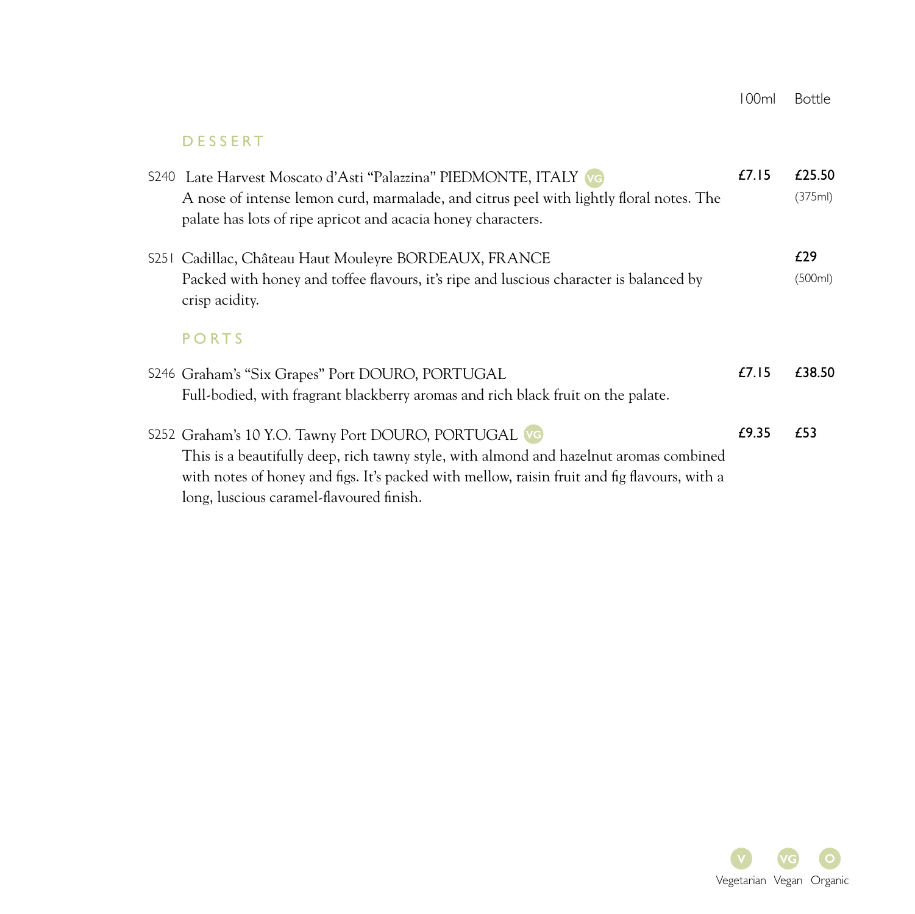| | 100ml | Bottle |
|---|---|---|

## DESSERT

| | 100ml | Bottle |
|---|---|---|
| S240 Late Harvest Moscato d'Asti "Palazzina" PIEDMONTE, ITALY (VG)<br>A nose of intense lemon curd, marmalade, and citrus peel with lightly floral notes. The palate has lots of ripe apricot and acacia honey characters. | £7.15 | £25.50 (375ml) |
| S251 Cadillac, Château Haut Mouleyre BORDEAUX, FRANCE<br>Packed with honey and toffee flavours, it's ripe and luscious character is balanced by crisp acidity. | | £29 (500ml) |

## PORTS

| | 100ml | Bottle |
|---|---|---|
| S246 Graham's "Six Grapes" Port DOURO, PORTUGAL<br>Full-bodied, with fragrant blackberry aromas and rich black fruit on the palate. | £7.15 | £38.50 |
| S252 Graham's 10 Y.O. Tawny Port DOURO, PORTUGAL (VG)<br>This is a beautifully deep, rich tawny style, with almond and hazelnut aromas combined with notes of honey and figs. It's packed with mellow, raisin fruit and fig flavours, with a long, luscious caramel-flavoured finish. | £9.35 | £53 |

V Vegetarian  VG Vegan  O Organic